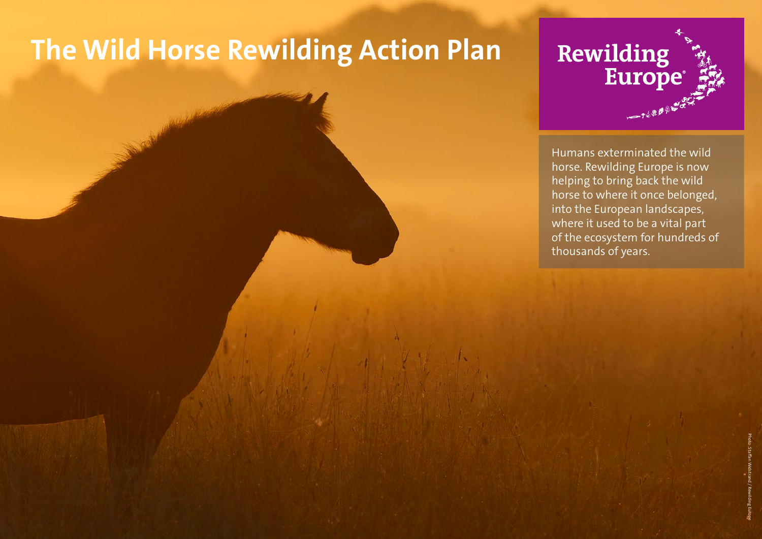# The Wild Horse Rewilding Action Plan

Rewilding Europe

Humans exterminated the wild horse. Rewilding Europe is now helping to bring back the wild horse to where it once belonged, into the European landscapes, where it used to be a vital part of the ecosystem for hundreds of thousands of years.

Photo: Staffan Widstrand / Rewilding Europe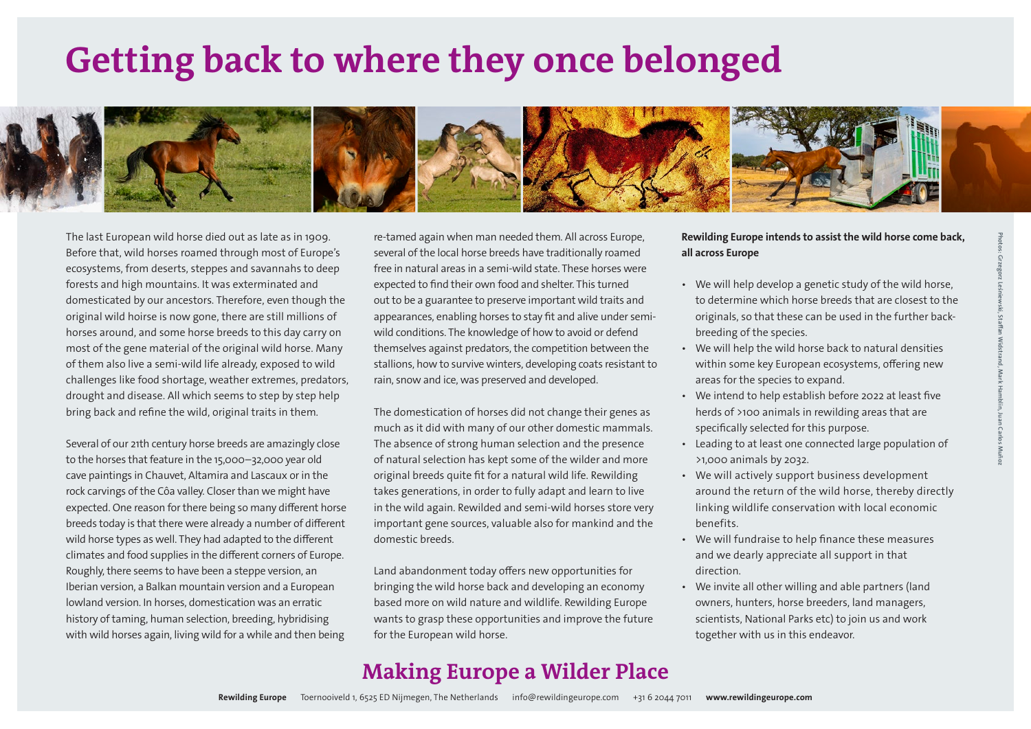# Getting back to where they once belonged

The last European wild horse died out as late as in 1909. Before that, wild horses roamed through most of Europe's ecosystems, from deserts, steppes and savannahs to deep forests and high mountains. It was exterminated and domesticated by our ancestors. Therefore, even though the original wild hoirse is now gone, there are still millions of horses around, and some horse breeds to this day carry on most of the gene material of the original wild horse. Many of them also live a semi-wild life already, exposed to wild challenges like food shortage, weather extremes, predators, drought and disease. All which seems to step by step help bring back and refine the wild, original traits in them.

Several of our 21th century horse breeds are amazingly close to the horses that feature in the 15,000–32,000 year old cave paintings in Chauvet, Altamira and Lascaux or in the rock carvings of the Côa valley. Closer than we might have expected. One reason for there being so many different horse breeds today is that there were already a number of different wild horse types as well. They had adapted to the different climates and food supplies in the different corners of Europe. Roughly, there seems to have been a steppe version, an Iberian version, a Balkan mountain version and a European lowland version. In horses, domestication was an erratic history of taming, human selection, breeding, hybridising with wild horses again, living wild for a while and then being re-tamed again when man needed them. All across Europe, several of the local horse breeds have traditionally roamed free in natural areas in a semi-wild state. These horses were expected to find their own food and shelter. This turned out to be a guarantee to preserve important wild traits and appearances, enabling horses to stay fit and alive under semi-wild conditions. The knowledge of how to avoid or defend themselves against predators, the competition between the stallions, how to survive winters, developing coats resistant to rain, snow and ice, was preserved and developed.

The domestication of horses did not change their genes as much as it did with many of our other domestic mammals. The absence of strong human selection and the presence of natural selection has kept some of the wilder and more original breeds quite fit for a natural wild life. Rewilding takes generations, in order to fully adapt and learn to live in the wild again. Rewilded and semi-wild horses store very important gene sources, valuable also for mankind and the domestic breeds.

Land abandonment today offers new opportunities for bringing the wild horse back and developing an economy based more on wild nature and wildlife. Rewilding Europe wants to grasp these opportunities and improve the future for the European wild horse.

**Rewilding Europe intends to assist the wild horse come back, all across Europe**

- We will help develop a genetic study of the wild horse, to determine which horse breeds that are closest to the originals, so that these can be used in the further back-breeding of the species.
- We will help the wild horse back to natural densities within some key European ecosystems, offering new areas for the species to expand.
- We intend to help establish before 2022 at least five herds of >100 animals in rewilding areas that are specifically selected for this purpose.
- Leading to at least one connected large population of >1,000 animals by 2032.
- We will actively support business development around the return of the wild horse, thereby directly linking wildlife conservation with local economic benefits.
- We will fundraise to help finance these measures and we dearly appreciate all support in that direction.
- We invite all other willing and able partners (land owners, hunters, horse breeders, land managers, scientists, National Parks etc) to join us and work together with us in this endeavor.

Photos: Grzegorz Leśniewski, Staffan Widstrand, Mark Hamblin, Juan Carlos Muñoz

## Making Europe a Wilder Place

**Rewilding Europe** Toernooiveld 1, 6525 ED Nijmegen, The Netherlands info@rewildingeurope.com +31 6 2044 7011 **www.rewildingeurope.com**